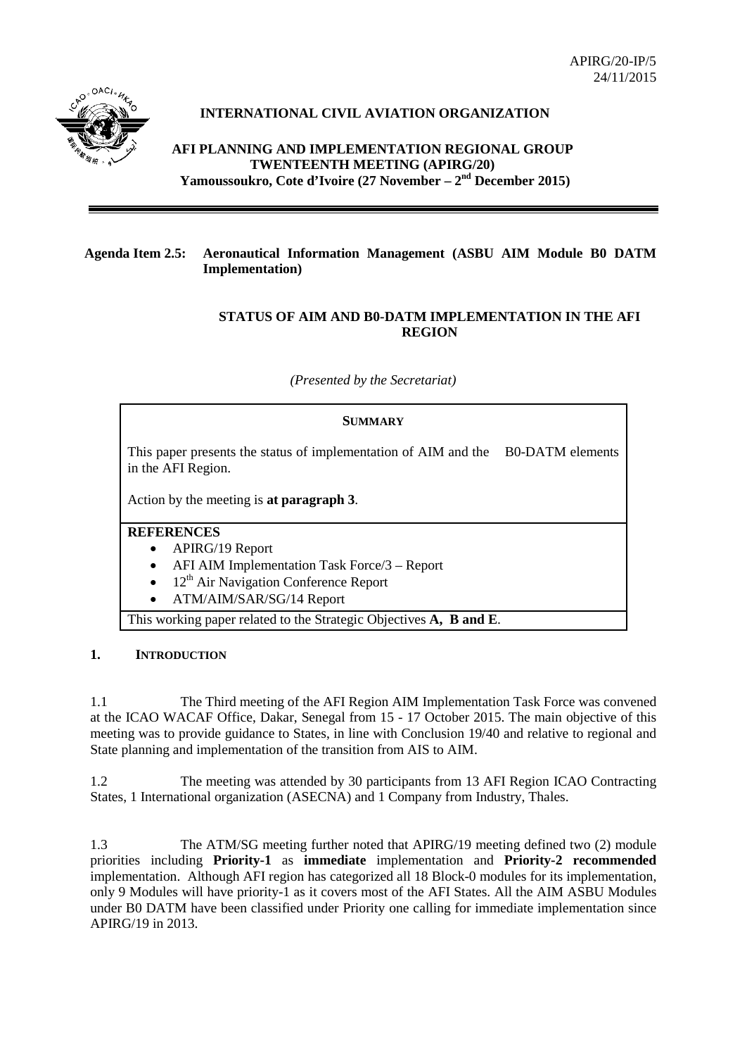APIRG/20-IP/5
24/11/2015

**INTERNATIONAL CIVIL AVIATION ORGANIZATION**

**AFI PLANNING AND IMPLEMENTATION REGIONAL GROUP**
**TWENTEENTH MEETING (APIRG/20)**
**Yamoussoukro, Cote d'Ivoire (27 November – 2nd December 2015)**

**Agenda Item 2.5: Aeronautical Information Management (ASBU AIM Module B0 DATM Implementation)**

## STATUS OF AIM AND B0-DATM IMPLEMENTATION IN THE AFI REGION

*(Presented by the Secretariat)*

**SUMMARY**

This paper presents the status of implementation of AIM and the B0-DATM elements in the AFI Region.

Action by the meeting is **at paragraph 3**.

**REFERENCES**

- APIRG/19 Report
- AFI AIM Implementation Task Force/3 – Report
- 12th Air Navigation Conference Report
- ATM/AIM/SAR/SG/14 Report

This working paper related to the Strategic Objectives **A, B and E**.

## 1. INTRODUCTION

1.1 The Third meeting of the AFI Region AIM Implementation Task Force was convened at the ICAO WACAF Office, Dakar, Senegal from 15 - 17 October 2015. The main objective of this meeting was to provide guidance to States, in line with Conclusion 19/40 and relative to regional and State planning and implementation of the transition from AIS to AIM.

1.2 The meeting was attended by 30 participants from 13 AFI Region ICAO Contracting States, 1 International organization (ASECNA) and 1 Company from Industry, Thales.

1.3 The ATM/SG meeting further noted that APIRG/19 meeting defined two (2) module priorities including **Priority-1** as **immediate** implementation and **Priority-2 recommended** implementation. Although AFI region has categorized all 18 Block-0 modules for its implementation, only 9 Modules will have priority-1 as it covers most of the AFI States. All the AIM ASBU Modules under B0 DATM have been classified under Priority one calling for immediate implementation since APIRG/19 in 2013.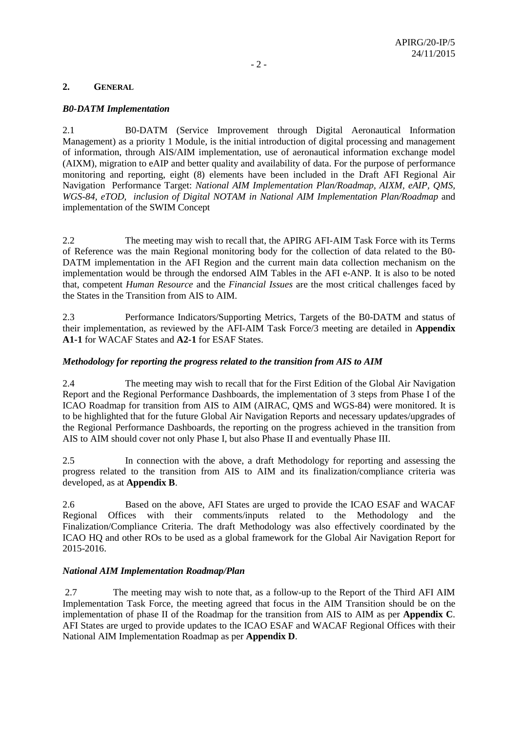## 2. GENERAL

### *B0-DATM Implementation*

2.1 B0-DATM (Service Improvement through Digital Aeronautical Information Management) as a priority 1 Module, is the initial introduction of digital processing and management of information, through AIS/AIM implementation, use of aeronautical information exchange model (AIXM), migration to eAIP and better quality and availability of data. For the purpose of performance monitoring and reporting, eight (8) elements have been included in the Draft AFI Regional Air Navigation Performance Target: *National AIM Implementation Plan/Roadmap, AIXM, eAIP, QMS, WGS-84, eTOD, inclusion of Digital NOTAM in National AIM Implementation Plan/Roadmap* and implementation of the SWIM Concept

2.2 The meeting may wish to recall that, the APIRG AFI-AIM Task Force with its Terms of Reference was the main Regional monitoring body for the collection of data related to the B0-DATM implementation in the AFI Region and the current main data collection mechanism on the implementation would be through the endorsed AIM Tables in the AFI e-ANP. It is also to be noted that, competent *Human Resource* and the *Financial Issues* are the most critical challenges faced by the States in the Transition from AIS to AIM.

2.3 Performance Indicators/Supporting Metrics, Targets of the B0-DATM and status of their implementation, as reviewed by the AFI-AIM Task Force/3 meeting are detailed in **Appendix A1-1** for WACAF States and **A2-1** for ESAF States.

### *Methodology for reporting the progress related to the transition from AIS to AIM*

2.4 The meeting may wish to recall that for the First Edition of the Global Air Navigation Report and the Regional Performance Dashboards, the implementation of 3 steps from Phase I of the ICAO Roadmap for transition from AIS to AIM (AIRAC, QMS and WGS-84) were monitored. It is to be highlighted that for the future Global Air Navigation Reports and necessary updates/upgrades of the Regional Performance Dashboards, the reporting on the progress achieved in the transition from AIS to AIM should cover not only Phase I, but also Phase II and eventually Phase III.

2.5 In connection with the above, a draft Methodology for reporting and assessing the progress related to the transition from AIS to AIM and its finalization/compliance criteria was developed, as at **Appendix B**.

2.6 Based on the above, AFI States are urged to provide the ICAO ESAF and WACAF Regional Offices with their comments/inputs related to the Methodology and the Finalization/Compliance Criteria. The draft Methodology was also effectively coordinated by the ICAO HQ and other ROs to be used as a global framework for the Global Air Navigation Report for 2015-2016.

### *National AIM Implementation Roadmap/Plan*

2.7 The meeting may wish to note that, as a follow-up to the Report of the Third AFI AIM Implementation Task Force, the meeting agreed that focus in the AIM Transition should be on the implementation of phase II of the Roadmap for the transition from AIS to AIM as per **Appendix C**. AFI States are urged to provide updates to the ICAO ESAF and WACAF Regional Offices with their National AIM Implementation Roadmap as per **Appendix D**.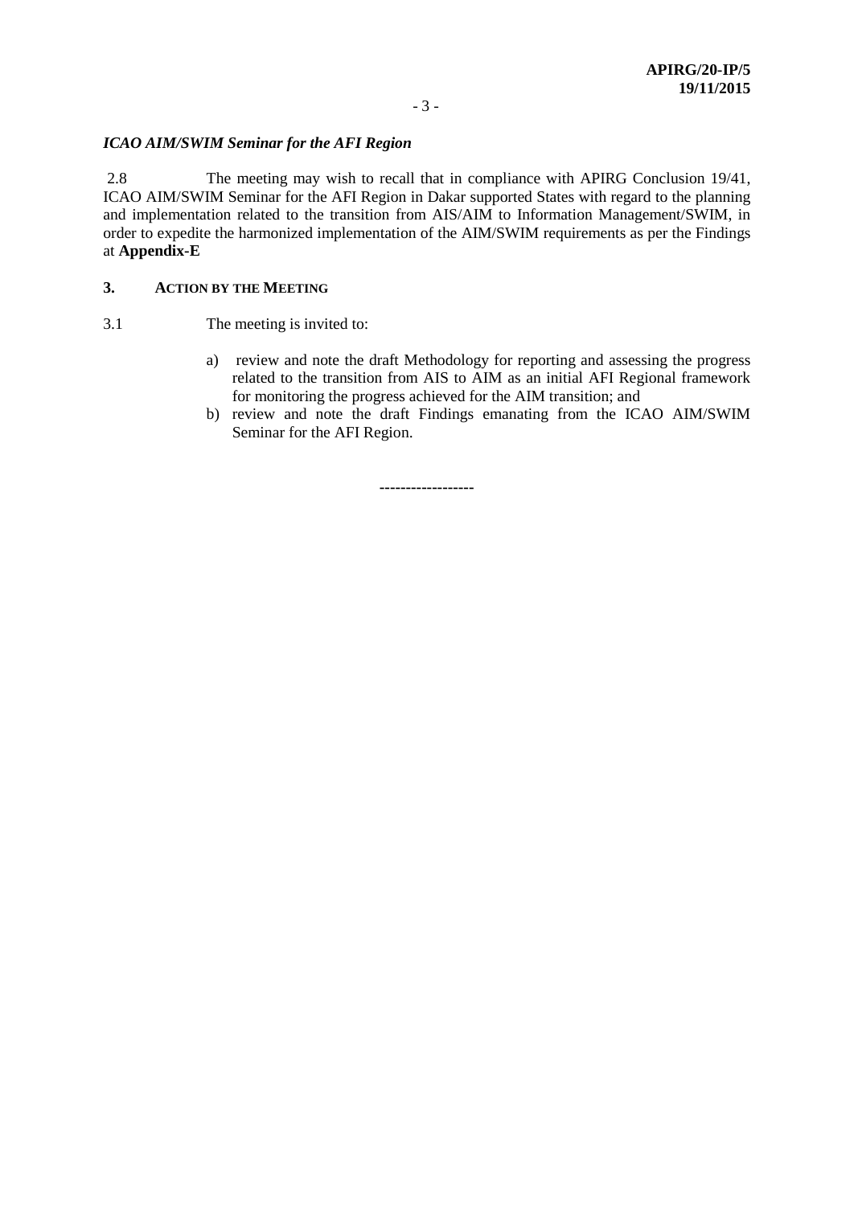*ICAO AIM/SWIM Seminar for the AFI Region*

2.8 The meeting may wish to recall that in compliance with APIRG Conclusion 19/41, ICAO AIM/SWIM Seminar for the AFI Region in Dakar supported States with regard to the planning and implementation related to the transition from AIS/AIM to Information Management/SWIM, in order to expedite the harmonized implementation of the AIM/SWIM requirements as per the Findings at **Appendix-E**

## 3. ACTION BY THE MEETING

3.1 The meeting is invited to:

a) review and note the draft Methodology for reporting and assessing the progress related to the transition from AIS to AIM as an initial AFI Regional framework for monitoring the progress achieved for the AIM transition; and

b) review and note the draft Findings emanating from the ICAO AIM/SWIM Seminar for the AFI Region.

-----------------